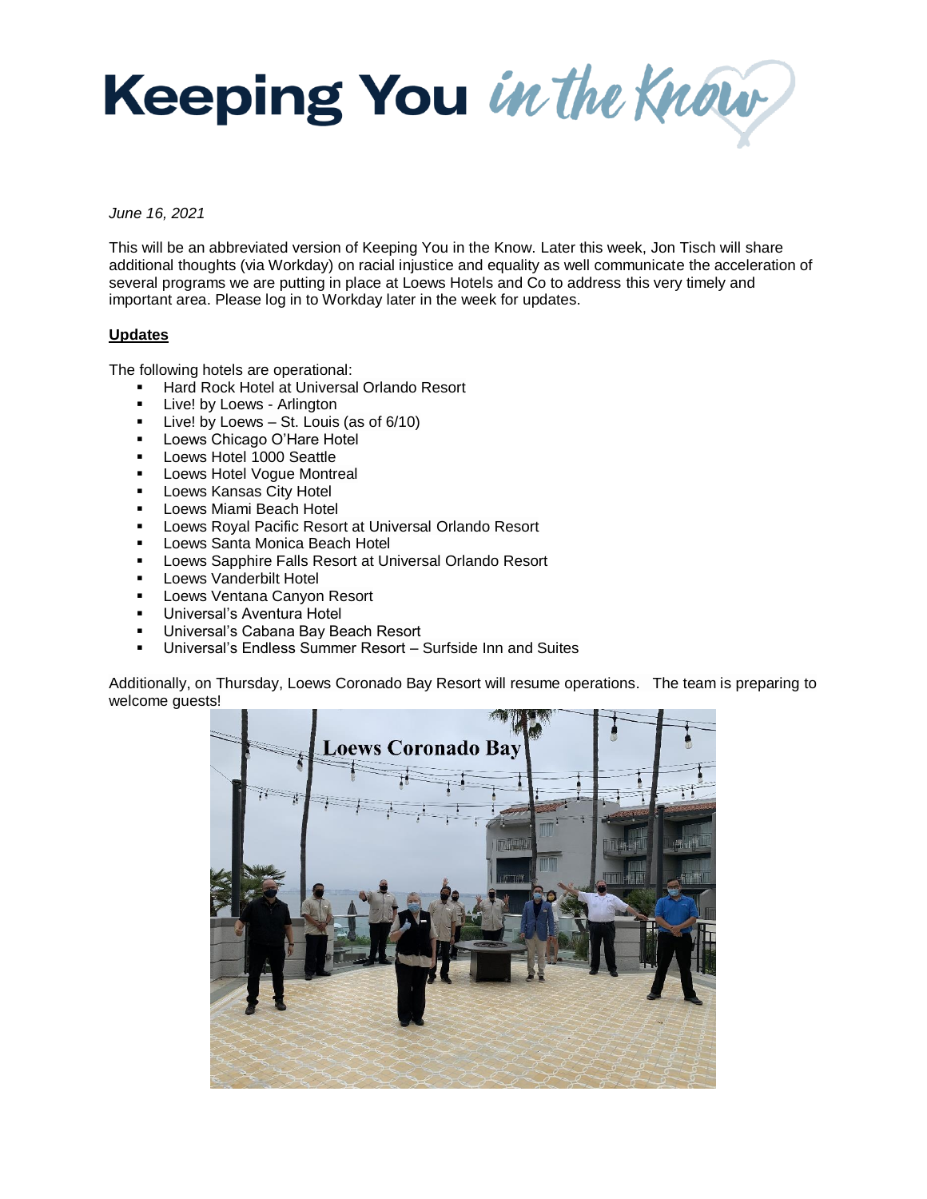# Keeping You *in the Know*

*June 16, 2021*

This will be an abbreviated version of Keeping You in the Know. Later this week, Jon Tisch will share additional thoughts (via Workday) on racial injustice and equality as well communicate the acceleration of several programs we are putting in place at Loews Hotels and Co to address this very timely and important area. Please log in to Workday later in the week for updates.

**Updates**

The following hotels are operational:

- Hard Rock Hotel at Universal Orlando Resort
- Live! by Loews - Arlington
- Live! by Loews – St. Louis (as of 6/10)
- Loews Chicago O'Hare Hotel
- Loews Hotel 1000 Seattle
- Loews Hotel Vogue Montreal
- Loews Kansas City Hotel
- Loews Miami Beach Hotel
- Loews Royal Pacific Resort at Universal Orlando Resort
- Loews Santa Monica Beach Hotel
- Loews Sapphire Falls Resort at Universal Orlando Resort
- Loews Vanderbilt Hotel
- Loews Ventana Canyon Resort
- Universal's Aventura Hotel
- Universal's Cabana Bay Beach Resort
- Universal's Endless Summer Resort – Surfside Inn and Suites

Additionally, on Thursday, Loews Coronado Bay Resort will resume operations. The team is preparing to welcome guests!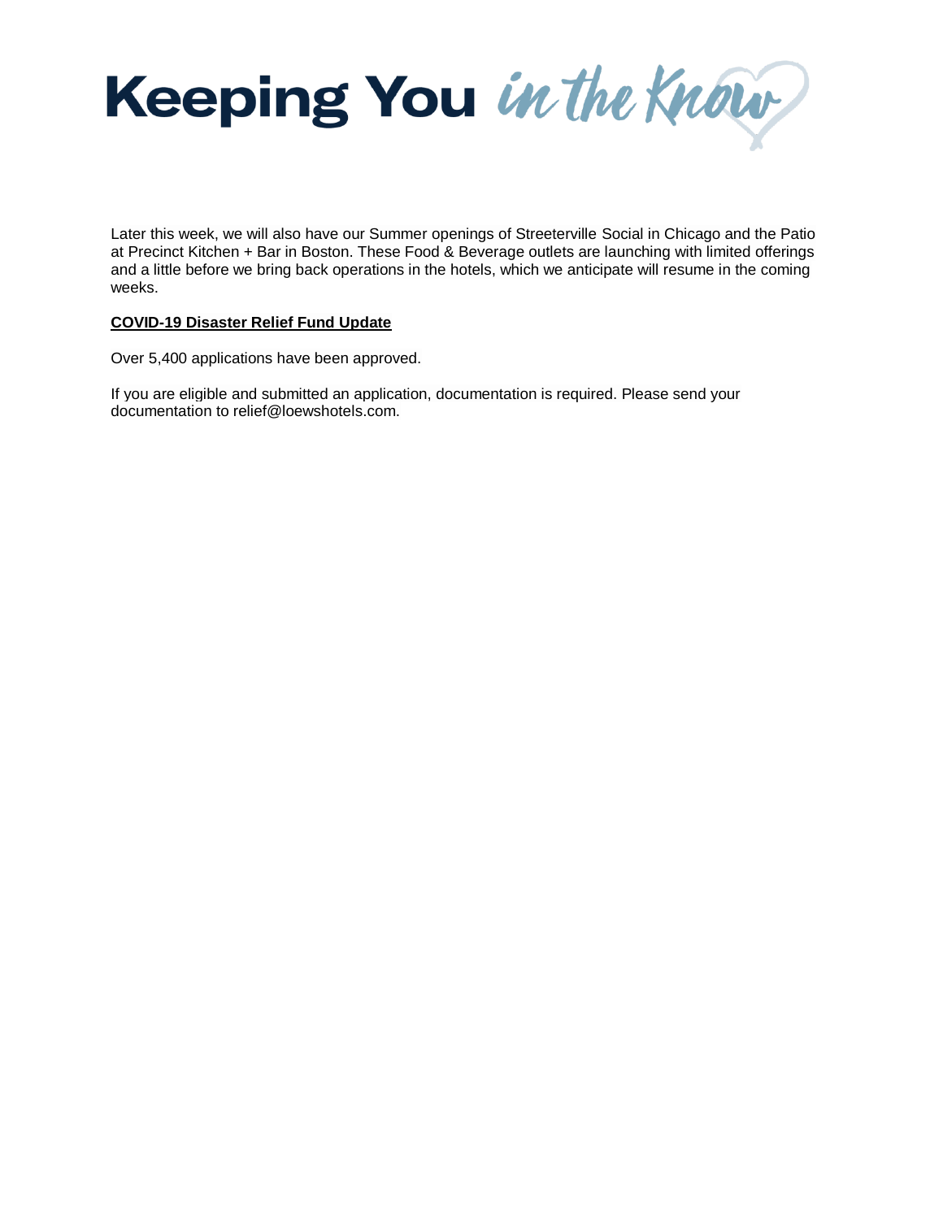# Keeping You *in the Know*

Later this week, we will also have our Summer openings of Streeterville Social in Chicago and the Patio at Precinct Kitchen + Bar in Boston. These Food & Beverage outlets are launching with limited offerings and a little before we bring back operations in the hotels, which we anticipate will resume in the coming weeks.

**COVID-19 Disaster Relief Fund Update**

Over 5,400 applications have been approved.

If you are eligible and submitted an application, documentation is required. Please send your documentation to relief@loewshotels.com.